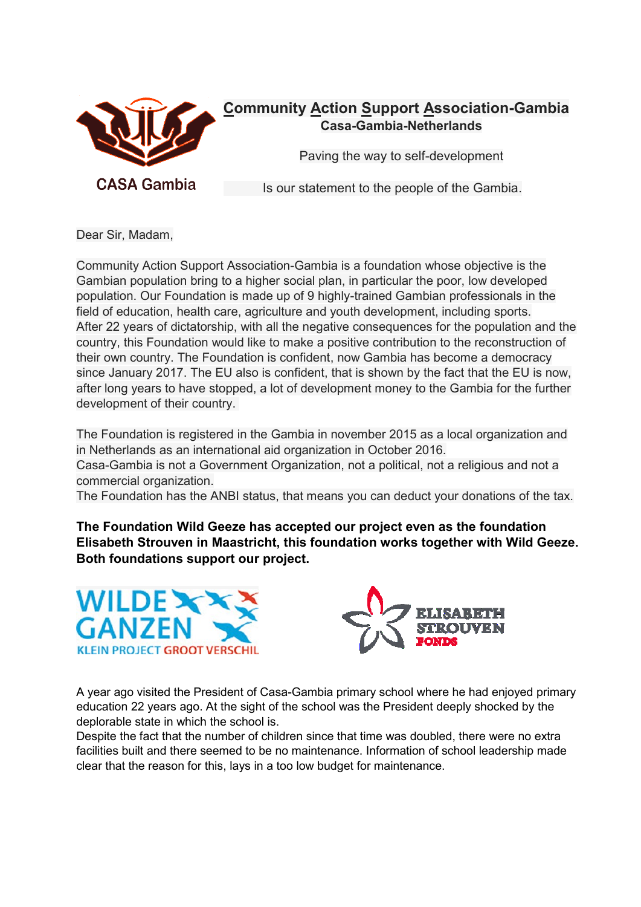CASA Gambia

# Community Action Support Association-Gambia

**Casa-Gambia-Netherlands**

Paving the way to self-development

Is our statement to the people of the Gambia.

Dear Sir, Madam,

Community Action Support Association-Gambia is a foundation whose objective is the Gambian population bring to a higher social plan, in particular the poor, low developed population. Our Foundation is made up of 9 highly-trained Gambian professionals in the field of education, health care, agriculture and youth development, including sports. After 22 years of dictatorship, with all the negative consequences for the population and the country, this Foundation would like to make a positive contribution to the reconstruction of their own country. The Foundation is confident, now Gambia has become a democracy since January 2017. The EU also is confident, that is shown by the fact that the EU is now, after long years to have stopped, a lot of development money to the Gambia for the further development of their country.

The Foundation is registered in the Gambia in november 2015 as a local organization and in Netherlands as an international aid organization in October 2016.
Casa-Gambia is not a Government Organization, not a political, not a religious and not a commercial organization.
The Foundation has the ANBI status, that means you can deduct your donations of the tax.

**The Foundation Wild Geeze has accepted our project even as the foundation Elisabeth Strouven in Maastricht, this foundation works together with Wild Geeze. Both foundations support our project.**

WILDE GANZEN
KLEIN PROJECT GROOT VERSCHIL

ELISABETH STROUVEN FONDS

A year ago visited the President of Casa-Gambia primary school where he had enjoyed primary education 22 years ago. At the sight of the school was the President deeply shocked by the deplorable state in which the school is.
Despite the fact that the number of children since that time was doubled, there were no extra facilities built and there seemed to be no maintenance. Information of school leadership made clear that the reason for this, lays in a too low budget for maintenance.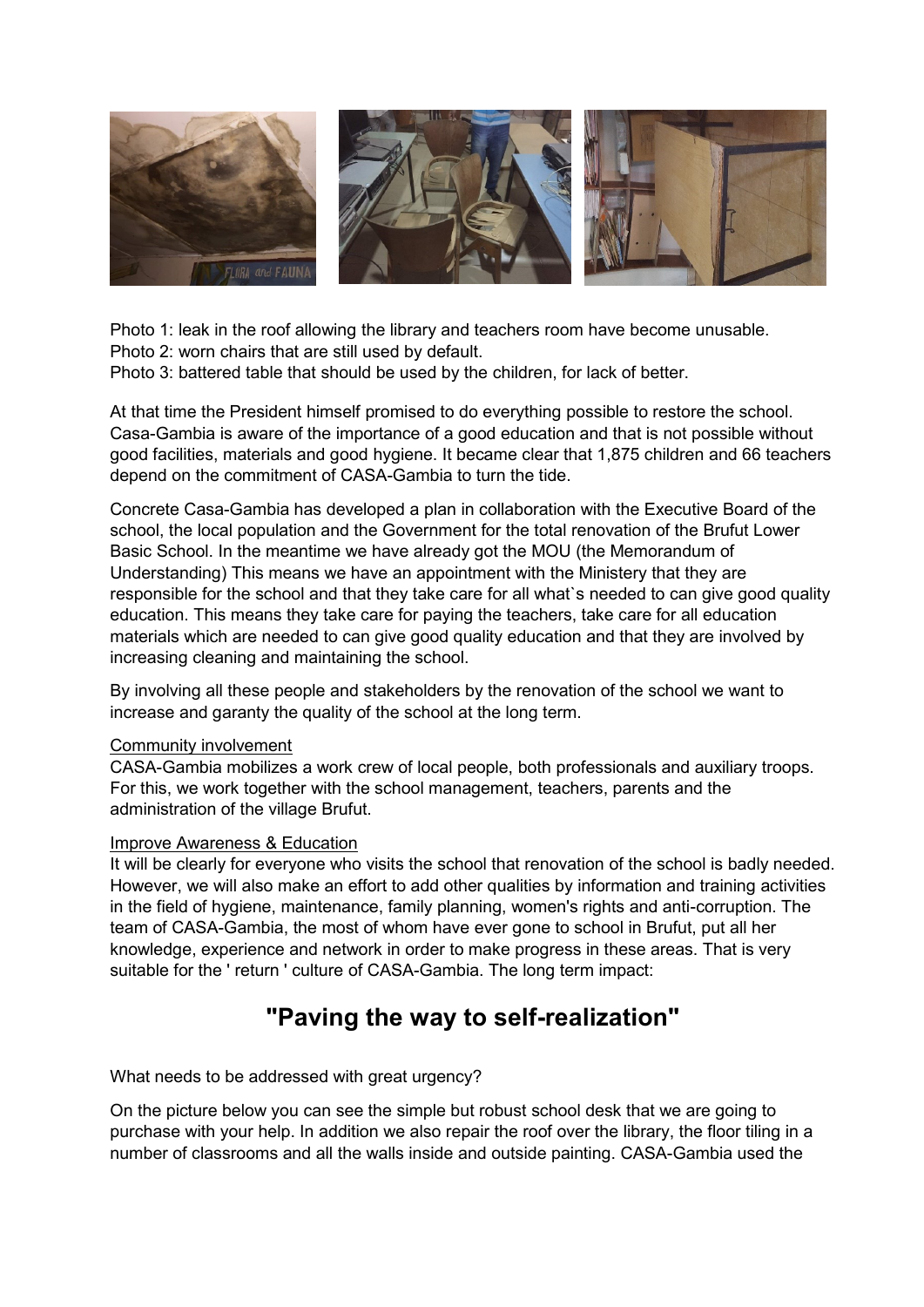Photo 1: leak in the roof allowing the library and teachers room have become unusable.
Photo 2: worn chairs that are still used by default.
Photo 3: battered table that should be used by the children, for lack of better.

At that time the President himself promised to do everything possible to restore the school. Casa-Gambia is aware of the importance of a good education and that is not possible without good facilities, materials and good hygiene. It became clear that 1,875 children and 66 teachers depend on the commitment of CASA-Gambia to turn the tide.

Concrete Casa-Gambia has developed a plan in collaboration with the Executive Board of the school, the local population and the Government for the total renovation of the Brufut Lower Basic School. In the meantime we have already got the MOU (the Memorandum of Understanding) This means we have an appointment with the Ministery that they are responsible for the school and that they take care for all what`s needed to can give good quality education. This means they take care for paying the teachers, take care for all education materials which are needed to can give good quality education and that they are involved by increasing cleaning and maintaining the school.

By involving all these people and stakeholders by the renovation of the school we want to increase and garanty the quality of the school at the long term.

<u>Community involvement</u>
CASA-Gambia mobilizes a work crew of local people, both professionals and auxiliary troops. For this, we work together with the school management, teachers, parents and the administration of the village Brufut.

<u>Improve Awareness & Education</u>
It will be clearly for everyone who visits the school that renovation of the school is badly needed. However, we will also make an effort to add other qualities by information and training activities in the field of hygiene, maintenance, family planning, women's rights and anti-corruption. The team of CASA-Gambia, the most of whom have ever gone to school in Brufut, put all her knowledge, experience and network in order to make progress in these areas. That is very suitable for the ' return ' culture of CASA-Gambia. The long term impact:

# "Paving the way to self-realization"

What needs to be addressed with great urgency?

On the picture below you can see the simple but robust school desk that we are going to purchase with your help. In addition we also repair the roof over the library, the floor tiling in a number of classrooms and all the walls inside and outside painting. CASA-Gambia used the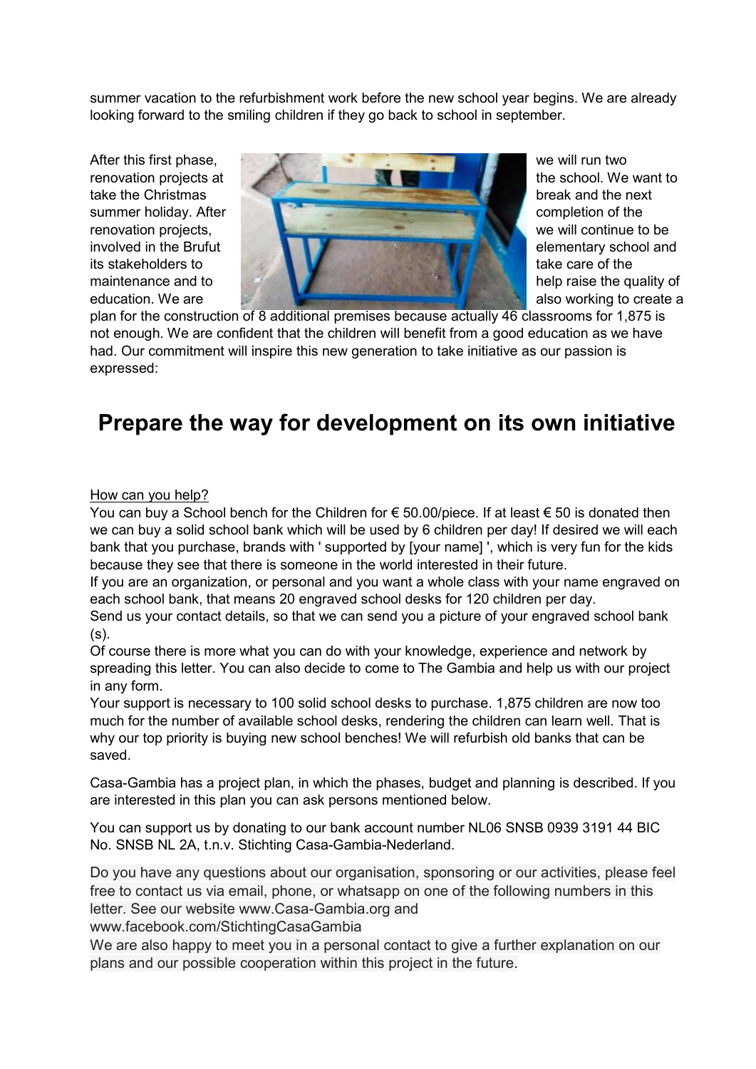summer vacation to the refurbishment work before the new school year begins. We are already looking forward to the smiling children if they go back to school in september.

After this first phase, we will run two renovation projects at the school. We want to take the Christmas break and the next summer holiday. After completion of the renovation projects, we will continue to be involved in the Brufut elementary school and its stakeholders to take care of the maintenance and to help raise the quality of education. We are also working to create a plan for the construction of 8 additional premises because actually 46 classrooms for 1,875 is not enough. We are confident that the children will benefit from a good education as we have had. Our commitment will inspire this new generation to take initiative as our passion is expressed:

# Prepare the way for development on its own initiative

How can you help?

You can buy a School bench for the Children for € 50.00/piece. If at least € 50 is donated then we can buy a solid school bank which will be used by 6 children per day! If desired we will each bank that you purchase, brands with ' supported by [your name] ', which is very fun for the kids because they see that there is someone in the world interested in their future.

If you are an organization, or personal and you want a whole class with your name engraved on each school bank, that means 20 engraved school desks for 120 children per day.

Send us your contact details, so that we can send you a picture of your engraved school bank (s).

Of course there is more what you can do with your knowledge, experience and network by spreading this letter. You can also decide to come to The Gambia and help us with our project in any form.

Your support is necessary to 100 solid school desks to purchase. 1,875 children are now too much for the number of available school desks, rendering the children can learn well. That is why our top priority is buying new school benches! We will refurbish old banks that can be saved.

Casa-Gambia has a project plan, in which the phases, budget and planning is described. If you are interested in this plan you can ask persons mentioned below.

You can support us by donating to our bank account number NL06 SNSB 0939 3191 44 BIC No. SNSB NL 2A, t.n.v. Stichting Casa-Gambia-Nederland.

Do you have any questions about our organisation, sponsoring or our activities, please feel free to contact us via email, phone, or whatsapp on one of the following numbers in this letter. See our website www.Casa-Gambia.org and www.facebook.com/StichtingCasaGambia

We are also happy to meet you in a personal contact to give a further explanation on our plans and our possible cooperation within this project in the future.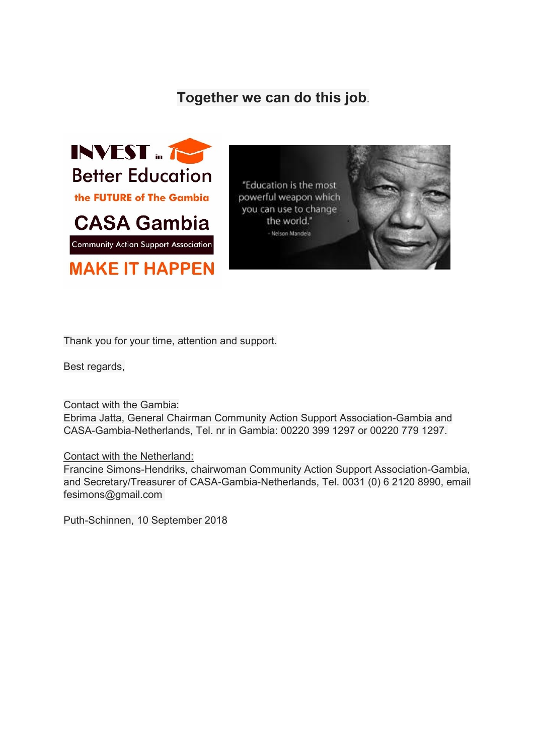**Together we can do this job.**

INVEST in Better Education

the FUTURE of The Gambia

CASA Gambia

Community Action Support Association

MAKE IT HAPPEN

"Education is the most powerful weapon which you can use to change the world."

- Nelson Mandela

Thank you for your time, attention and support.

Best regards,

Contact with the Gambia:
Ebrima Jatta, General Chairman Community Action Support Association-Gambia and CASA-Gambia-Netherlands, Tel. nr in Gambia: 00220 399 1297 or 00220 779 1297.

Contact with the Netherland:
Francine Simons-Hendriks, chairwoman Community Action Support Association-Gambia, and Secretary/Treasurer of CASA-Gambia-Netherlands, Tel. 0031 (0) 6 2120 8990, email fesimons@gmail.com

Puth-Schinnen, 10 September 2018